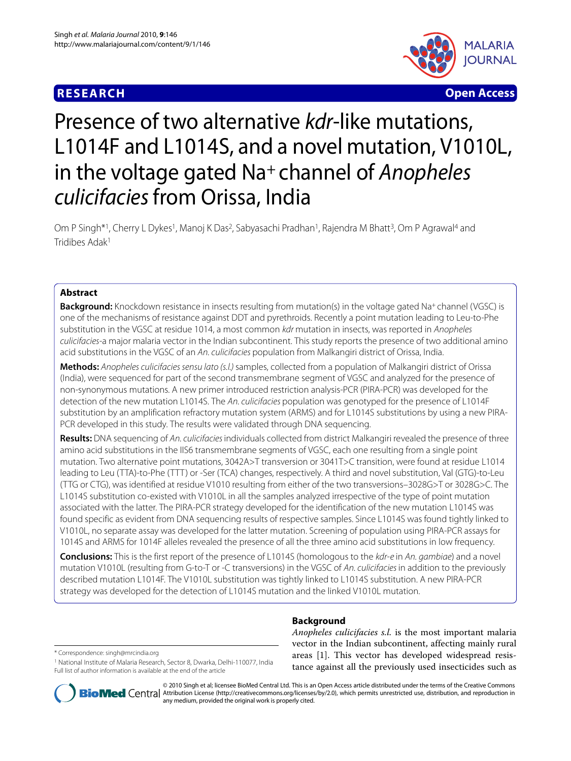**RESEARCH** **Open Access**

# Presence of two alternative *kdr*-like mutations, L1014F and L1014S, and a novel mutation, V1010L, in the voltage gated Na+ channel of *Anopheles culicifacies* from Orissa, India

Om P Singh*[1], Cherry L Dykes[1], Manoj K Das[2], Sabyasachi Pradhan[1], Rajendra M Bhatt[3], Om P Agrawal[4] and Tridibes Adak[1]

## Abstract

**Background:** Knockdown resistance in insects resulting from mutation(s) in the voltage gated Na+ channel (VGSC) is one of the mechanisms of resistance against DDT and pyrethroids. Recently a point mutation leading to Leu-to-Phe substitution in the VGSC at residue 1014, a most common *kdr* mutation in insects, was reported in *Anopheles culicifacies*-a major malaria vector in the Indian subcontinent. This study reports the presence of two additional amino acid substitutions in the VGSC of an *An. culicifacies* population from Malkangiri district of Orissa, India.

**Methods:** *Anopheles culicifacies sensu lato (s.l.)* samples, collected from a population of Malkangiri district of Orissa (India), were sequenced for part of the second transmembrane segment of VGSC and analyzed for the presence of non-synonymous mutations. A new primer introduced restriction analysis-PCR (PIRA-PCR) was developed for the detection of the new mutation L1014S. The *An. culicifacies* population was genotyped for the presence of L1014F substitution by an amplification refractory mutation system (ARMS) and for L1014S substitutions by using a new PIRA-PCR developed in this study. The results were validated through DNA sequencing.

**Results:** DNA sequencing of *An. culicifacies* individuals collected from district Malkangiri revealed the presence of three amino acid substitutions in the IIS6 transmembrane segments of VGSC, each one resulting from a single point mutation. Two alternative point mutations, 3042A>T transversion or 3041T>C transition, were found at residue L1014 leading to Leu (TTA)-to-Phe (TTT) or -Ser (TCA) changes, respectively. A third and novel substitution, Val (GTG)-to-Leu (TTG or CTG), was identified at residue V1010 resulting from either of the two transversions–3028G>T or 3028G>C. The L1014S substitution co-existed with V1010L in all the samples analyzed irrespective of the type of point mutation associated with the latter. The PIRA-PCR strategy developed for the identification of the new mutation L1014S was found specific as evident from DNA sequencing results of respective samples. Since L1014S was found tightly linked to V1010L, no separate assay was developed for the latter mutation. Screening of population using PIRA-PCR assays for 1014S and ARMS for 1014F alleles revealed the presence of all the three amino acid substitutions in low frequency.

**Conclusions:** This is the first report of the presence of L1014S (homologous to the *kdr-e* in *An. gambiae*) and a novel mutation V1010L (resulting from G-to-T or -C transversions) in the VGSC of *An. culicifacies* in addition to the previously described mutation L1014F. The V1010L substitution was tightly linked to L1014S substitution. A new PIRA-PCR strategy was developed for the detection of L1014S mutation and the linked V1010L mutation.

## Background

*Anopheles culicifacies s.l.* is the most important malaria vector in the Indian subcontinent, affecting mainly rural areas [1]. This vector has developed widespread resistance against all the previously used insecticides such as

\* Correspondence: singh@mrcindia.org

[1] National Institute of Malaria Research, Sector 8, Dwarka, Delhi-110077, India

Full list of author information is available at the end of the article

© 2010 Singh et al; licensee BioMed Central Ltd. This is an Open Access article distributed under the terms of the Creative Commons Attribution License (http://creativecommons.org/licenses/by/2.0), which permits unrestricted use, distribution, and reproduction in any medium, provided the original work is properly cited.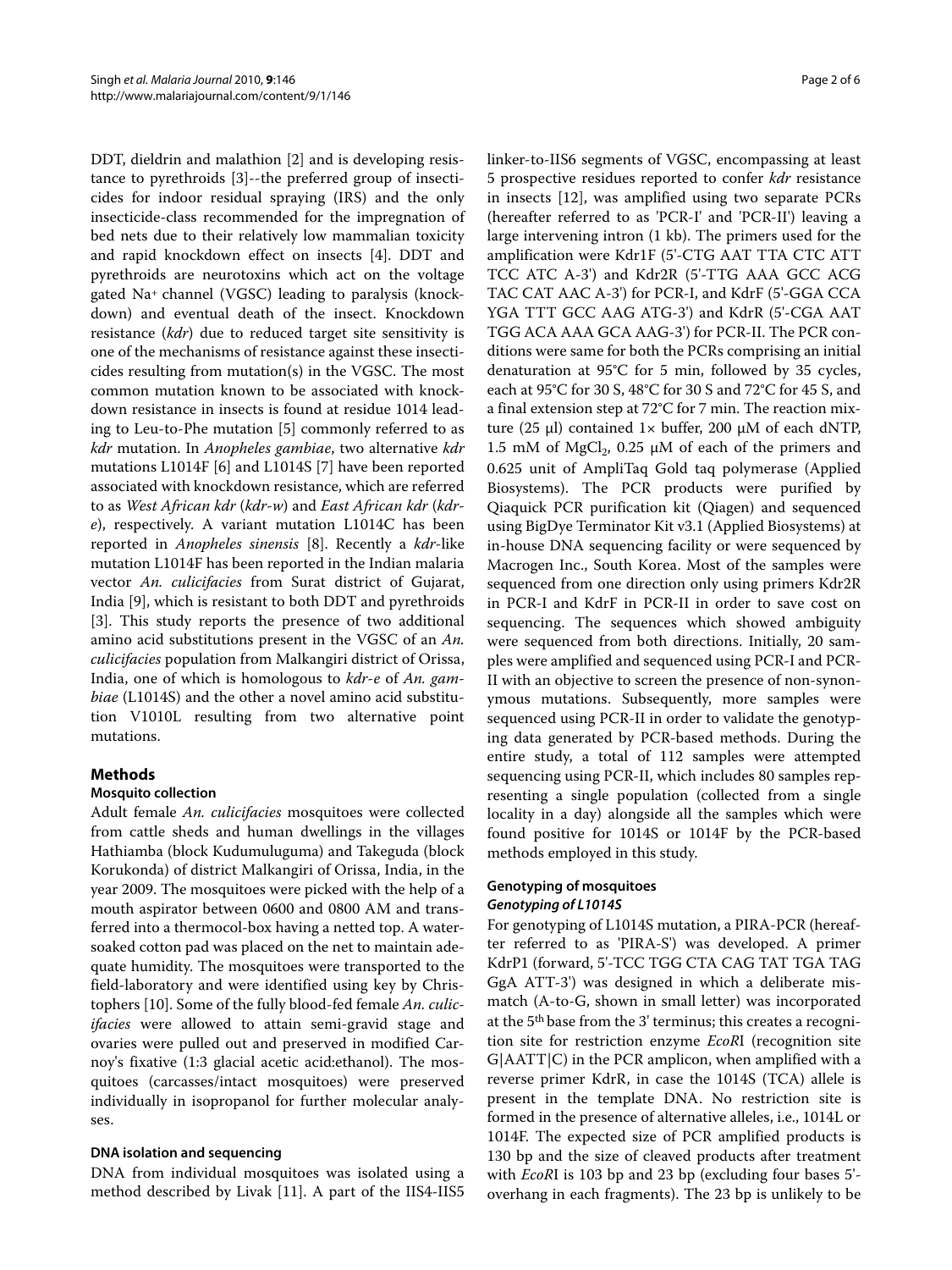DDT, dieldrin and malathion [2] and is developing resistance to pyrethroids [3]--the preferred group of insecticides for indoor residual spraying (IRS) and the only insecticide-class recommended for the impregnation of bed nets due to their relatively low mammalian toxicity and rapid knockdown effect on insects [4]. DDT and pyrethroids are neurotoxins which act on the voltage gated $Na^+$ channel (VGSC) leading to paralysis (knockdown) and eventual death of the insect. Knockdown resistance (*kdr*) due to reduced target site sensitivity is one of the mechanisms of resistance against these insecticides resulting from mutation(s) in the VGSC. The most common mutation known to be associated with knockdown resistance in insects is found at residue 1014 leading to Leu-to-Phe mutation [5] commonly referred to as *kdr* mutation. In *Anopheles gambiae*, two alternative *kdr* mutations L1014F [6] and L1014S [7] have been reported associated with knockdown resistance, which are referred to as *West African kdr* (*kdr-w*) and *East African kdr* (*kdr-e*), respectively. A variant mutation L1014C has been reported in *Anopheles sinensis* [8]. Recently a *kdr*-like mutation L1014F has been reported in the Indian malaria vector *An. culicifacies* from Surat district of Gujarat, India [9], which is resistant to both DDT and pyrethroids [3]. This study reports the presence of two additional amino acid substitutions present in the VGSC of an *An. culicifacies* population from Malkangiri district of Orissa, India, one of which is homologous to *kdr-e* of *An. gambiae* (L1014S) and the other a novel amino acid substitution V1010L resulting from two alternative point mutations.

## Methods

### Mosquito collection

Adult female *An. culicifacies* mosquitoes were collected from cattle sheds and human dwellings in the villages Hathiamba (block Kudumuluguma) and Takeguda (block Korukonda) of district Malkangiri of Orissa, India, in the year 2009. The mosquitoes were picked with the help of a mouth aspirator between 0600 and 0800 AM and transferred into a thermocol-box having a netted top. A water-soaked cotton pad was placed on the net to maintain adequate humidity. The mosquitoes were transported to the field-laboratory and were identified using key by Christophers [10]. Some of the fully blood-fed female *An. culicifacies* were allowed to attain semi-gravid stage and ovaries were pulled out and preserved in modified Carnoy's fixative (1:3 glacial acetic acid:ethanol). The mosquitoes (carcasses/intact mosquitoes) were preserved individually in isopropanol for further molecular analyses.

### DNA isolation and sequencing

DNA from individual mosquitoes was isolated using a method described by Livak [11]. A part of the IIS4-IIS5 linker-to-IIS6 segments of VGSC, encompassing at least 5 prospective residues reported to confer *kdr* resistance in insects [12], was amplified using two separate PCRs (hereafter referred to as 'PCR-I' and 'PCR-II') leaving a large intervening intron (1 kb). The primers used for the amplification were Kdr1F (5'-CTG AAT TTA CTC ATT TCC ATC A-3') and Kdr2R (5'-TTG AAA GCC ACG TAC CAT AAC A-3') for PCR-I, and KdrF (5'-GGA CCA YGA TTT GCC AAG ATG-3') and KdrR (5'-CGA AAT TGG ACA AAA GCA AAG-3') for PCR-II. The PCR conditions were same for both the PCRs comprising an initial denaturation at 95°C for 5 min, followed by 35 cycles, each at 95°C for 30 S, 48°C for 30 S and 72°C for 45 S, and a final extension step at 72°C for 7 min. The reaction mixture (25 μl) contained 1× buffer, 200 μM of each dNTP, 1.5 mM of $MgCl_2$, 0.25 μM of each of the primers and 0.625 unit of AmpliTaq Gold taq polymerase (Applied Biosystems). The PCR products were purified by Qiaquick PCR purification kit (Qiagen) and sequenced using BigDye Terminator Kit v3.1 (Applied Biosystems) at in-house DNA sequencing facility or were sequenced by Macrogen Inc., South Korea. Most of the samples were sequenced from one direction only using primers Kdr2R in PCR-I and KdrF in PCR-II in order to save cost on sequencing. The sequences which showed ambiguity were sequenced from both directions. Initially, 20 samples were amplified and sequenced using PCR-I and PCR-II with an objective to screen the presence of non-synonymous mutations. Subsequently, more samples were sequenced using PCR-II in order to validate the genotyping data generated by PCR-based methods. During the entire study, a total of 112 samples were attempted sequencing using PCR-II, which includes 80 samples representing a single population (collected from a single locality in a day) alongside all the samples which were found positive for 1014S or 1014F by the PCR-based methods employed in this study.

### Genotyping of mosquitoes

#### *Genotyping of L1014S*

For genotyping of L1014S mutation, a PIRA-PCR (hereafter referred to as 'PIRA-S') was developed. A primer KdrP1 (forward, 5'-TCC TGG CTA CAG TAT TGA TAG GgA ATT-3') was designed in which a deliberate mismatch (A-to-G, shown in small letter) was incorporated at the 5th base from the 3' terminus; this creates a recognition site for restriction enzyme *Eco*RI (recognition site G|AATT|C) in the PCR amplicon, when amplified with a reverse primer KdrR, in case the 1014S (TCA) allele is present in the template DNA. No restriction site is formed in the presence of alternative alleles, i.e., 1014L or 1014F. The expected size of PCR amplified products is 130 bp and the size of cleaved products after treatment with *Eco*RI is 103 bp and 23 bp (excluding four bases 5'-overhang in each fragments). The 23 bp is unlikely to be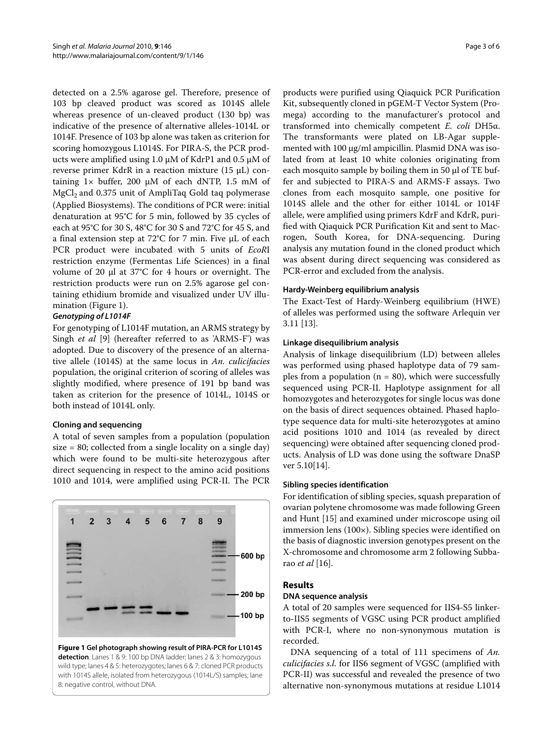detected on a 2.5% agarose gel. Therefore, presence of 103 bp cleaved product was scored as 1014S allele whereas presence of un-cleaved product (130 bp) was indicative of the presence of alternative alleles-1014L or 1014F. Presence of 103 bp alone was taken as criterion for scoring homozygous L1014S. For PIRA-S, the PCR products were amplified using 1.0 μM of KdrP1 and 0.5 μM of reverse primer KdrR in a reaction mixture (15 μL) containing 1× buffer, 200 μM of each dNTP, 1.5 mM of $MgCl_2$ and 0.375 unit of AmpliTaq Gold taq polymerase (Applied Biosystems). The conditions of PCR were: initial denaturation at 95°C for 5 min, followed by 35 cycles of each at 95°C for 30 S, 48°C for 30 S and 72°C for 45 S, and a final extension step at 72°C for 7 min. Five μL of each PCR product were incubated with 5 units of *EcoR*I restriction enzyme (Fermentas Life Sciences) in a final volume of 20 μl at 37°C for 4 hours or overnight. The restriction products were run on 2.5% agarose gel containing ethidium bromide and visualized under UV illumination (Figure 1).

#### *Genotyping of L1014F*

For genotyping of L1014F mutation, an ARMS strategy by Singh *et al* [9] (hereafter referred to as 'ARMS-F') was adopted. Due to discovery of the presence of an alternative allele (1014S) at the same locus in *An. culicifacies* population, the original criterion of scoring of alleles was slightly modified, where presence of 191 bp band was taken as criterion for the presence of 1014L, 1014S or both instead of 1014L only.

### Cloning and sequencing

A total of seven samples from a population (population size = 80; collected from a single locality on a single day) which were found to be multi-site heterozygous after direct sequencing in respect to the amino acid positions 1010 and 1014, were amplified using PCR-II. The PCR products were purified using Qiaquick PCR Purification Kit, subsequently cloned in pGEM-T Vector System (Promega) according to the manufacturer's protocol and transformed into chemically competent *E. coli* DH5α. The transformants were plated on LB-Agar supplemented with 100 μg/ml ampicillin. Plasmid DNA was isolated from at least 10 white colonies originating from each mosquito sample by boiling them in 50 μl of TE buffer and subjected to PIRA-S and ARMS-F assays. Two clones from each mosquito sample, one positive for 1014S allele and the other for either 1014L or 1014F allele, were amplified using primers KdrF and KdrR, purified with Qiaquick PCR Purification Kit and sent to Macrogen, South Korea, for DNA-sequencing. During analysis any mutation found in the cloned product which was absent during direct sequencing was considered as PCR-error and excluded from the analysis.

**Figure 1 Gel photograph showing result of PIRA-PCR for L1014S detection**. Lanes 1 & 9: 100 bp DNA ladder; lanes 2 & 3: homozygous wild type; lanes 4 & 5: heterozygotes; lanes 6 & 7: cloned PCR products with 1014S allele, isolated from heterozygous (1014L/S) samples; lane 8: negative control, without DNA.

### Hardy-Weinberg equilibrium analysis

The Exact-Test of Hardy-Weinberg equilibrium (HWE) of alleles was performed using the software Arlequin ver 3.11 [13].

### Linkage disequilibrium analysis

Analysis of linkage disequilibrium (LD) between alleles was performed using phased haplotype data of 79 samples from a population (n = 80), which were successfully sequenced using PCR-II. Haplotype assignment for all homozygotes and heterozygotes for single locus was done on the basis of direct sequences obtained. Phased haplotype sequence data for multi-site heterozygotes at amino acid positions 1010 and 1014 (as revealed by direct sequencing) were obtained after sequencing cloned products. Analysis of LD was done using the software DnaSP ver 5.10[14].

### Sibling species identification

For identification of sibling species, squash preparation of ovarian polytene chromosome was made following Green and Hunt [15] and examined under microscope using oil immersion lens (100×). Sibling species were identified on the basis of diagnostic inversion genotypes present on the X-chromosome and chromosome arm 2 following Subbarao *et al* [16].

## Results

### DNA sequence analysis

A total of 20 samples were sequenced for IIS4-S5 linker-to-IIS5 segments of VGSC using PCR product amplified with PCR-I, where no non-synonymous mutation is recorded.

DNA sequencing of a total of 111 specimens of *An. culicifacies s.l.* for IIS6 segment of VGSC (amplified with PCR-II) was successful and revealed the presence of two alternative non-synonymous mutations at residue L1014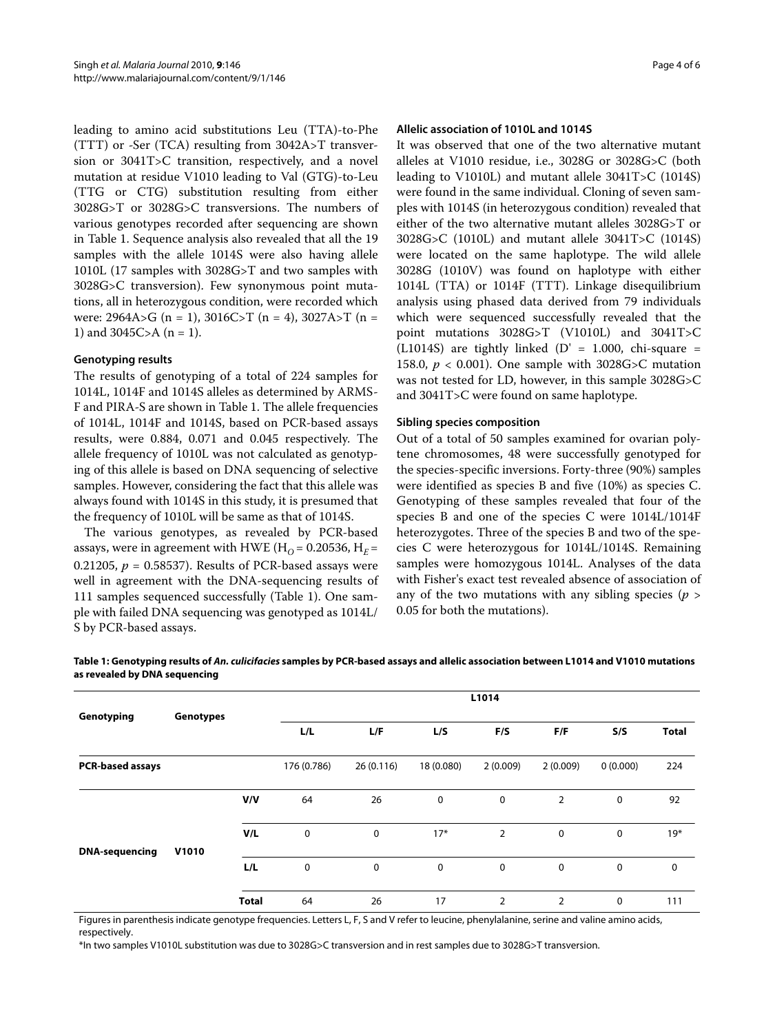leading to amino acid substitutions Leu (TTA)-to-Phe (TTT) or -Ser (TCA) resulting from 3042A>T transversion or 3041T>C transition, respectively, and a novel mutation at residue V1010 leading to Val (GTG)-to-Leu (TTG or CTG) substitution resulting from either 3028G>T or 3028G>C transversions. The numbers of various genotypes recorded after sequencing are shown in Table 1. Sequence analysis also revealed that all the 19 samples with the allele 1014S were also having allele 1010L (17 samples with 3028G>T and two samples with 3028G>C transversion). Few synonymous point mutations, all in heterozygous condition, were recorded which were: 2964A>G (n = 1), 3016C>T (n = 4), 3027A>T (n = 1) and 3045C>A (n = 1).

### Genotyping results

The results of genotyping of a total of 224 samples for 1014L, 1014F and 1014S alleles as determined by ARMS-F and PIRA-S are shown in Table 1. The allele frequencies of 1014L, 1014F and 1014S, based on PCR-based assays results, were 0.884, 0.071 and 0.045 respectively. The allele frequency of 1010L was not calculated as genotyping of this allele is based on DNA sequencing of selective samples. However, considering the fact that this allele was always found with 1014S in this study, it is presumed that the frequency of 1010L will be same as that of 1014S.

The various genotypes, as revealed by PCR-based assays, were in agreement with HWE ($H_O$ = 0.20536, $H_E$ = 0.21205, $p$ = 0.58537). Results of PCR-based assays were well in agreement with the DNA-sequencing results of 111 samples sequenced successfully (Table 1). One sample with failed DNA sequencing was genotyped as 1014L/S by PCR-based assays.

### Allelic association of 1010L and 1014S

It was observed that one of the two alternative mutant alleles at V1010 residue, i.e., 3028G or 3028G>C (both leading to V1010L) and mutant allele 3041T>C (1014S) were found in the same individual. Cloning of seven samples with 1014S (in heterozygous condition) revealed that either of the two alternative mutant alleles 3028G>T or 3028G>C (1010L) and mutant allele 3041T>C (1014S) were located on the same haplotype. The wild allele 3028G (1010V) was found on haplotype with either 1014L (TTA) or 1014F (TTT). Linkage disequilibrium analysis using phased data derived from 79 individuals which were sequenced successfully revealed that the point mutations 3028G>T (V1010L) and 3041T>C (L1014S) are tightly linked (D' = 1.000, chi-square = 158.0, $p$ < 0.001). One sample with 3028G>C mutation was not tested for LD, however, in this sample 3028G>C and 3041T>C were found on same haplotype.

### Sibling species composition

Out of a total of 50 samples examined for ovarian polytene chromosomes, 48 were successfully genotyped for the species-specific inversions. Forty-three (90%) samples were identified as species B and five (10%) as species C. Genotyping of these samples revealed that four of the species B and one of the species C were 1014L/1014F heterozygotes. Three of the species B and two of the species C were heterozygous for 1014L/1014S. Remaining samples were homozygous 1014L. Analyses of the data with Fisher's exact test revealed absence of association of any of the two mutations with any sibling species ($p$ > 0.05 for both the mutations).

**Table 1: Genotyping results of *An. culicifacies* samples by PCR-based assays and allelic association between L1014 and V1010 mutations as revealed by DNA sequencing**

| Genotyping | Genotypes | | L1014 | | | | | | |
|---|---|---|---|---|---|---|---|---|---|
| | | | L/L | L/F | L/S | F/S | F/F | S/S | Total |
| PCR-based assays | | | 176 (0.786) | 26 (0.116) | 18 (0.080) | 2 (0.009) | 2 (0.009) | 0 (0.000) | 224 |
| DNA-sequencing | V1010 | V/V | 64 | 26 | 0 | 0 | 2 | 0 | 92 |
| | | V/L | 0 | 0 | 17* | 2 | 0 | 0 | 19* |
| | | L/L | 0 | 0 | 0 | 0 | 0 | 0 | 0 |
| | | Total | 64 | 26 | 17 | 2 | 2 | 0 | 111 |

Figures in parenthesis indicate genotype frequencies. Letters L, F, S and V refer to leucine, phenylalanine, serine and valine amino acids, respectively.

*In two samples V1010L substitution was due to 3028G>C transversion and in rest samples due to 3028G>T transversion.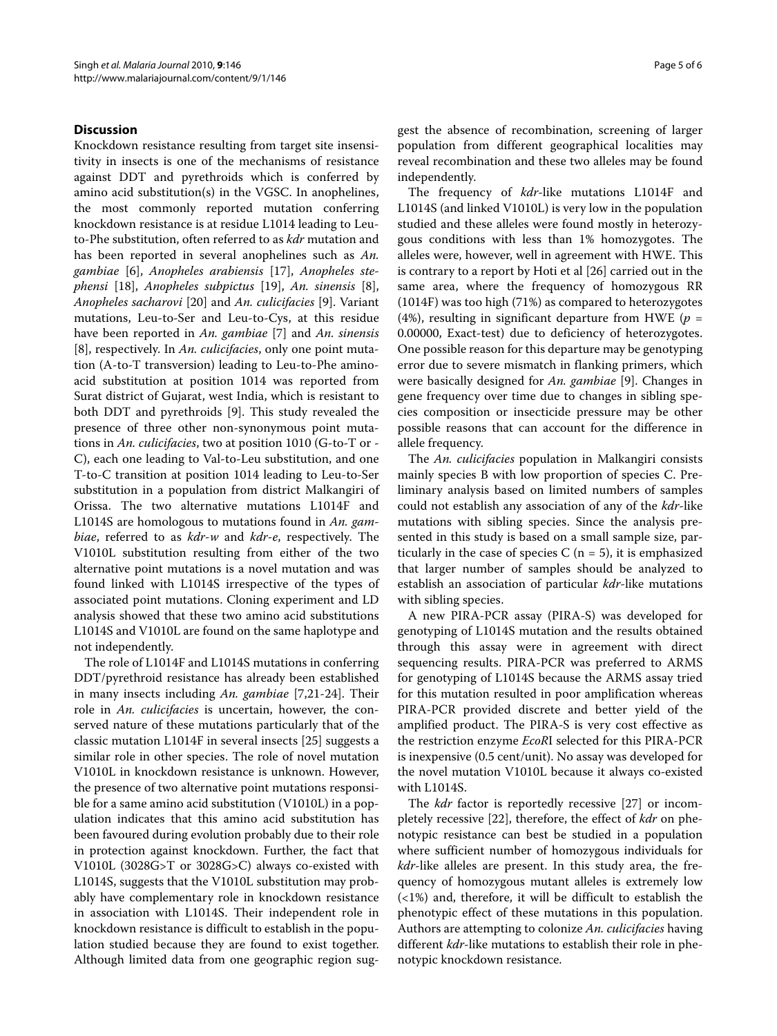## Discussion

Knockdown resistance resulting from target site insensitivity in insects is one of the mechanisms of resistance against DDT and pyrethroids which is conferred by amino acid substitution(s) in the VGSC. In anophelines, the most commonly reported mutation conferring knockdown resistance is at residue L1014 leading to Leu-to-Phe substitution, often referred to as *kdr* mutation and has been reported in several anophelines such as *An. gambiae* [6], *Anopheles arabiensis* [17], *Anopheles stephensi* [18], *Anopheles subpictus* [19], *An. sinensis* [8], *Anopheles sacharovi* [20] and *An. culicifacies* [9]. Variant mutations, Leu-to-Ser and Leu-to-Cys, at this residue have been reported in *An. gambiae* [7] and *An. sinensis* [8], respectively. In *An. culicifacies*, only one point mutation (A-to-T transversion) leading to Leu-to-Phe amino-acid substitution at position 1014 was reported from Surat district of Gujarat, west India, which is resistant to both DDT and pyrethroids [9]. This study revealed the presence of three other non-synonymous point mutations in *An. culicifacies*, two at position 1010 (G-to-T or -C), each one leading to Val-to-Leu substitution, and one T-to-C transition at position 1014 leading to Leu-to-Ser substitution in a population from district Malkangiri of Orissa. The two alternative mutations L1014F and L1014S are homologous to mutations found in *An. gambiae*, referred to as *kdr-w* and *kdr-e*, respectively. The V1010L substitution resulting from either of the two alternative point mutations is a novel mutation and was found linked with L1014S irrespective of the types of associated point mutations. Cloning experiment and LD analysis showed that these two amino acid substitutions L1014S and V1010L are found on the same haplotype and not independently.

The role of L1014F and L1014S mutations in conferring DDT/pyrethroid resistance has already been established in many insects including *An. gambiae* [7,21-24]. Their role in *An. culicifacies* is uncertain, however, the conserved nature of these mutations particularly that of the classic mutation L1014F in several insects [25] suggests a similar role in other species. The role of novel mutation V1010L in knockdown resistance is unknown. However, the presence of two alternative point mutations responsible for a same amino acid substitution (V1010L) in a population indicates that this amino acid substitution has been favoured during evolution probably due to their role in protection against knockdown. Further, the fact that V1010L (3028G>T or 3028G>C) always co-existed with L1014S, suggests that the V1010L substitution may probably have complementary role in knockdown resistance in association with L1014S. Their independent role in knockdown resistance is difficult to establish in the population studied because they are found to exist together. Although limited data from one geographic region suggest the absence of recombination, screening of larger population from different geographical localities may reveal recombination and these two alleles may be found independently.

The frequency of *kdr*-like mutations L1014F and L1014S (and linked V1010L) is very low in the population studied and these alleles were found mostly in heterozygous conditions with less than 1% homozygotes. The alleles were, however, well in agreement with HWE. This is contrary to a report by Hoti et al [26] carried out in the same area, where the frequency of homozygous RR (1014F) was too high (71%) as compared to heterozygotes (4%), resulting in significant departure from HWE ($p$ = 0.00000, Exact-test) due to deficiency of heterozygotes. One possible reason for this departure may be genotyping error due to severe mismatch in flanking primers, which were basically designed for *An. gambiae* [9]. Changes in gene frequency over time due to changes in sibling species composition or insecticide pressure may be other possible reasons that can account for the difference in allele frequency.

The *An. culicifacies* population in Malkangiri consists mainly species B with low proportion of species C. Preliminary analysis based on limited numbers of samples could not establish any association of any of the *kdr*-like mutations with sibling species. Since the analysis presented in this study is based on a small sample size, particularly in the case of species C (n = 5), it is emphasized that larger number of samples should be analyzed to establish an association of particular *kdr*-like mutations with sibling species.

A new PIRA-PCR assay (PIRA-S) was developed for genotyping of L1014S mutation and the results obtained through this assay were in agreement with direct sequencing results. PIRA-PCR was preferred to ARMS for genotyping of L1014S because the ARMS assay tried for this mutation resulted in poor amplification whereas PIRA-PCR provided discrete and better yield of the amplified product. The PIRA-S is very cost effective as the restriction enzyme *EcoR*I selected for this PIRA-PCR is inexpensive (0.5 cent/unit). No assay was developed for the novel mutation V1010L because it always co-existed with L1014S.

The *kdr* factor is reportedly recessive [27] or incompletely recessive [22], therefore, the effect of *kdr* on phenotypic resistance can best be studied in a population where sufficient number of homozygous individuals for *kdr*-like alleles are present. In this study area, the frequency of homozygous mutant alleles is extremely low (<1%) and, therefore, it will be difficult to establish the phenotypic effect of these mutations in this population. Authors are attempting to colonize *An. culicifacies* having different *kdr*-like mutations to establish their role in phenotypic knockdown resistance.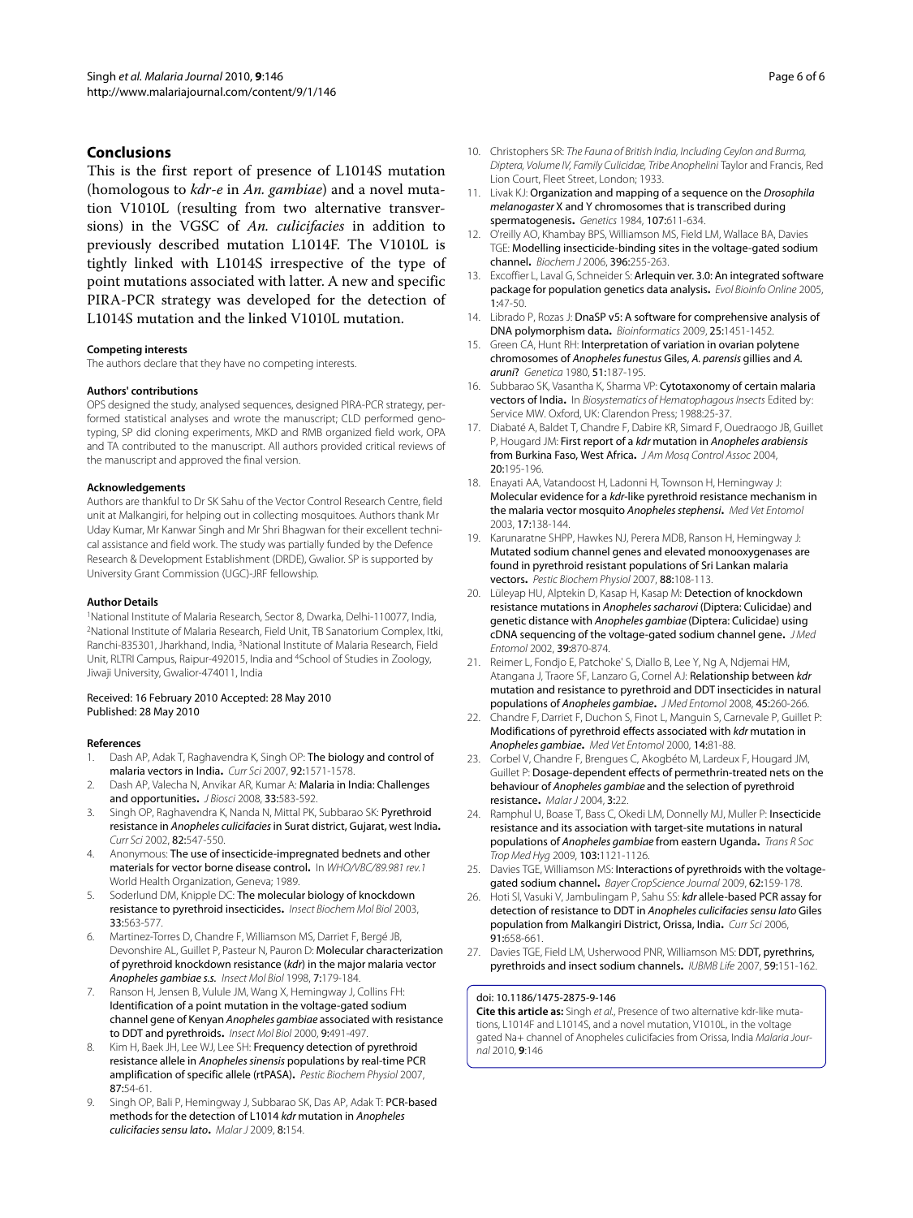## Conclusions

This is the first report of presence of L1014S mutation (homologous to *kdr-e* in *An. gambiae*) and a novel mutation V1010L (resulting from two alternative transversions) in the VGSC of *An. culicifacies* in addition to previously described mutation L1014F. The V1010L is tightly linked with L1014S irrespective of the type of point mutations associated with latter. A new and specific PIRA-PCR strategy was developed for the detection of L1014S mutation and the linked V1010L mutation.

### Competing interests

The authors declare that they have no competing interests.

### Authors' contributions

OPS designed the study, analysed sequences, designed PIRA-PCR strategy, performed statistical analyses and wrote the manuscript; CLD performed genotyping, SP did cloning experiments, MKD and RMB organized field work, OPA and TA contributed to the manuscript. All authors provided critical reviews of the manuscript and approved the final version.

### Acknowledgements

Authors are thankful to Dr SK Sahu of the Vector Control Research Centre, field unit at Malkangiri, for helping out in collecting mosquitoes. Authors thank Mr Uday Kumar, Mr Kanwar Singh and Mr Shri Bhagwan for their excellent technical assistance and field work. The study was partially funded by the Defence Research & Development Establishment (DRDE), Gwalior. SP is supported by University Grant Commission (UGC)-JRF fellowship.

### Author Details

[1]National Institute of Malaria Research, Sector 8, Dwarka, Delhi-110077, India, [2]National Institute of Malaria Research, Field Unit, TB Sanatorium Complex, Itki, Ranchi-835301, Jharkhand, India, [3]National Institute of Malaria Research, Field Unit, RLTRI Campus, Raipur-492015, India and [4]School of Studies in Zoology, Jiwaji University, Gwalior-474011, India

Received: 16 February 2010 Accepted: 28 May 2010
Published: 28 May 2010

### References

1. Dash AP, Adak T, Raghavendra K, Singh OP: **The biology and control of malaria vectors in India.** *Curr Sci* 2007, **92**:1571-1578.
2. Dash AP, Valecha N, Anvikar AR, Kumar A: **Malaria in India: Challenges and opportunities.** *J Biosci* 2008, **33**:583-592.
3. Singh OP, Raghavendra K, Nanda N, Mittal PK, Subbarao SK: **Pyrethroid resistance in *Anopheles culicifacies* in Surat district, Gujarat, west India.** *Curr Sci* 2002, **82**:547-550.
4. Anonymous: **The use of insecticide-impregnated bednets and other materials for vector borne disease control.** In *WHO/VBC/89.981 rev.1* World Health Organization, Geneva; 1989.
5. Soderlund DM, Knipple DC: **The molecular biology of knockdown resistance to pyrethroid insecticides.** *Insect Biochem Mol Biol* 2003, **33**:563-577.
6. Martinez-Torres D, Chandre F, Williamson MS, Darriet F, Bergé JB, Devonshire AL, Guillet P, Pasteur N, Pauron D: **Molecular characterization of pyrethroid knockdown resistance (*kdr*) in the major malaria vector *Anopheles gambiae s.s.*** *Insect Mol Biol* 1998, **7**:179-184.
7. Ranson H, Jensen B, Vulule JM, Wang X, Hemingway J, Collins FH: **Identification of a point mutation in the voltage-gated sodium channel gene of Kenyan *Anopheles gambiae* associated with resistance to DDT and pyrethroids.** *Insect Mol Biol* 2000, **9**:491-497.
8. Kim H, Baek JH, Lee WJ, Lee SH: **Frequency detection of pyrethroid resistance allele in *Anopheles sinensis* populations by real-time PCR amplification of specific allele (rtPASA).** *Pestic Biochem Physiol* 2007, **87**:54-61.
9. Singh OP, Bali P, Hemingway J, Subbarao SK, Das AP, Adak T: **PCR-based methods for the detection of L1014 *kdr* mutation in *Anopheles culicifacies sensu lato*.** *Malar J* 2009, **8**:154.
10. Christophers SR: *The Fauna of British India, Including Ceylon and Burma, Diptera, Volume IV, Family Culicidae, Tribe Anophelini* Taylor and Francis, Red Lion Court, Fleet Street, London; 1933.
11. Livak KJ: **Organization and mapping of a sequence on the *Drosophila melanogaster* X and Y chromosomes that is transcribed during spermatogenesis.** *Genetics* 1984, **107**:611-634.
12. O'reilly AO, Khambay BPS, Williamson MS, Field LM, Wallace BA, Davies TGE: **Modelling insecticide-binding sites in the voltage-gated sodium channel.** *Biochem J* 2006, **396**:255-263.
13. Excoffier L, Laval G, Schneider S: **Arlequin ver. 3.0: An integrated software package for population genetics data analysis.** *Evol Bioinfo Online* 2005, **1**:47-50.
14. Librado P, Rozas J: **DnaSP v5: A software for comprehensive analysis of DNA polymorphism data.** *Bioinformatics* 2009, **25**:1451-1452.
15. Green CA, Hunt RH: **Interpretation of variation in ovarian polytene chromosomes of *Anopheles funestus* Giles, *A. parensis* gillies and *A. aruni*?** *Genetica* 1980, **51**:187-195.
16. Subbarao SK, Vasantha K, Sharma VP: **Cytotaxonomy of certain malaria vectors of India.** In *Biosystematics of Hematophagous Insects* Edited by: Service MW. Oxford, UK: Clarendon Press; 1988:25-37.
17. Diabaté A, Baldet T, Chandre F, Dabire KR, Simard F, Ouedraogo JB, Guillet P, Hougard JM: **First report of a *kdr* mutation in *Anopheles arabiensis* from Burkina Faso, West Africa.** *J Am Mosq Control Assoc* 2004, **20**:195-196.
18. Enayati AA, Vatandoost H, Ladonni H, Townson H, Hemingway J: **Molecular evidence for a *kdr*-like pyrethroid resistance mechanism in the malaria vector mosquito *Anopheles stephensi*.** *Med Vet Entomol* 2003, **17**:138-144.
19. Karunaratne SHPP, Hawkes NJ, Perera MDB, Ranson H, Hemingway J: **Mutated sodium channel genes and elevated monooxygenases are found in pyrethroid resistant populations of Sri Lankan malaria vectors.** *Pestic Biochem Physiol* 2007, **88**:108-113.
20. Lüleyap HU, Alptekin D, Kasap H, Kasap M: **Detection of knockdown resistance mutations in *Anopheles sacharovi* (Diptera: Culicidae) and genetic distance with *Anopheles gambiae* (Diptera: Culicidae) using cDNA sequencing of the voltage-gated sodium channel gene.** *J Med Entomol* 2002, **39**:870-874.
21. Reimer L, Fondjo E, Patchoke' S, Diallo B, Lee Y, Ng A, Ndjemai HM, Atangana J, Traore SF, Lanzaro G, Cornel AJ: **Relationship between *kdr* mutation and resistance to pyrethroid and DDT insecticides in natural populations of *Anopheles gambiae*.** *J Med Entomol* 2008, **45**:260-266.
22. Chandre F, Darriet F, Duchon S, Finot L, Manguin S, Carnevale P, Guillet P: **Modifications of pyrethroid effects associated with *kdr* mutation in *Anopheles gambiae*.** *Med Vet Entomol* 2000, **14**:81-88.
23. Corbel V, Chandre F, Brengues C, Akogbéto M, Lardeux F, Hougard JM, Guillet P: **Dosage-dependent effects of permethrin-treated nets on the behaviour of *Anopheles gambiae* and the selection of pyrethroid resistance.** *Malar J* 2004, **3**:22.
24. Ramphul U, Boase T, Bass C, Okedi LM, Donnelly MJ, Muller P: **Insecticide resistance and its association with target-site mutations in natural populations of *Anopheles gambiae* from eastern Uganda.** *Trans R Soc Trop Med Hyg* 2009, **103**:1121-1126.
25. Davies TGE, Williamson MS: **Interactions of pyrethroids with the voltage-gated sodium channel.** *Bayer CropScience Journal* 2009, **62**:159-178.
26. Hoti SI, Vasuki V, Jambulingam P, Sahu SS: ***kdr* allele-based PCR assay for detection of resistance to DDT in *Anopheles culicifacies sensu lato* Giles population from Malkangiri District, Orissa, India.** *Curr Sci* 2006, **91**:658-661.
27. Davies TGE, Field LM, Usherwood PNR, Williamson MS: **DDT, pyrethrins, pyrethroids and insect sodium channels.** *IUBMB Life* 2007, **59**:151-162.

doi: 10.1186/1475-2875-9-146

**Cite this article as:** Singh *et al.*, Presence of two alternative kdr-like mutations, L1014F and L1014S, and a novel mutation, V1010L, in the voltage gated Na+ channel of Anopheles culicifacies from Orissa, India *Malaria Journal* 2010, **9**:146